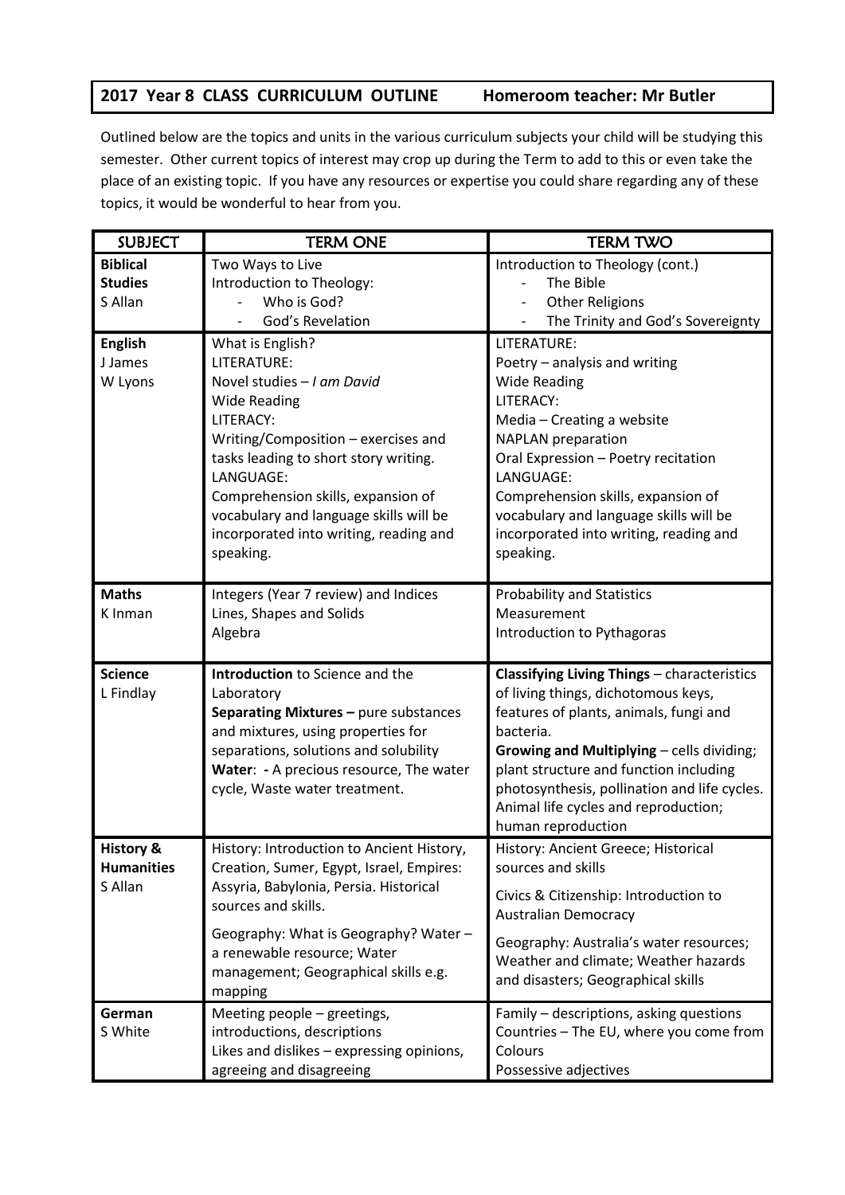# 2017 Year 8 CLASS CURRICULUM OUTLINE Homeroom teacher: Mr Butler

Outlined below are the topics and units in the various curriculum subjects your child will be studying this semester. Other current topics of interest may crop up during the Term to add to this or even take the place of an existing topic. If you have any resources or expertise you could share regarding any of these topics, it would be wonderful to hear from you.

| SUBJECT | TERM ONE | TERM TWO |
|---|---|---|
| **Biblical Studies**<br>S Allan | Two Ways to Live<br>Introduction to Theology:<br>- Who is God?<br>- God's Revelation | Introduction to Theology (cont.)<br>- The Bible<br>- Other Religions<br>- The Trinity and God's Sovereignty |
| **English**<br>J James<br>W Lyons | What is English?<br>LITERATURE:<br>Novel studies – *I am David*<br>Wide Reading<br>LITERACY:<br>Writing/Composition – exercises and tasks leading to short story writing.<br>LANGUAGE:<br>Comprehension skills, expansion of vocabulary and language skills will be incorporated into writing, reading and speaking. | LITERATURE:<br>Poetry – analysis and writing<br>Wide Reading<br>LITERACY:<br>Media – Creating a website<br>NAPLAN preparation<br>Oral Expression – Poetry recitation<br>LANGUAGE:<br>Comprehension skills, expansion of vocabulary and language skills will be incorporated into writing, reading and speaking. |
| **Maths**<br>K Inman | Integers (Year 7 review) and Indices<br>Lines, Shapes and Solids<br>Algebra | Probability and Statistics<br>Measurement<br>Introduction to Pythagoras |
| **Science**<br>L Findlay | **Introduction** to Science and the Laboratory<br>**Separating Mixtures –** pure substances and mixtures, using properties for separations, solutions and solubility<br>**Water**: - A precious resource, The water cycle, Waste water treatment. | **Classifying Living Things** – characteristics of living things, dichotomous keys, features of plants, animals, fungi and bacteria.<br>**Growing and Multiplying** – cells dividing; plant structure and function including photosynthesis, pollination and life cycles. Animal life cycles and reproduction; human reproduction |
| **History & Humanities**<br>S Allan | History: Introduction to Ancient History, Creation, Sumer, Egypt, Israel, Empires: Assyria, Babylonia, Persia. Historical sources and skills.<br>Geography: What is Geography? Water – a renewable resource; Water management; Geographical skills e.g. mapping | History: Ancient Greece; Historical sources and skills<br>Civics & Citizenship: Introduction to Australian Democracy<br>Geography: Australia's water resources; Weather and climate; Weather hazards and disasters; Geographical skills |
| **German**<br>S White | Meeting people – greetings, introductions, descriptions<br>Likes and dislikes – expressing opinions, agreeing and disagreeing | Family – descriptions, asking questions<br>Countries – The EU, where you come from<br>Colours<br>Possessive adjectives |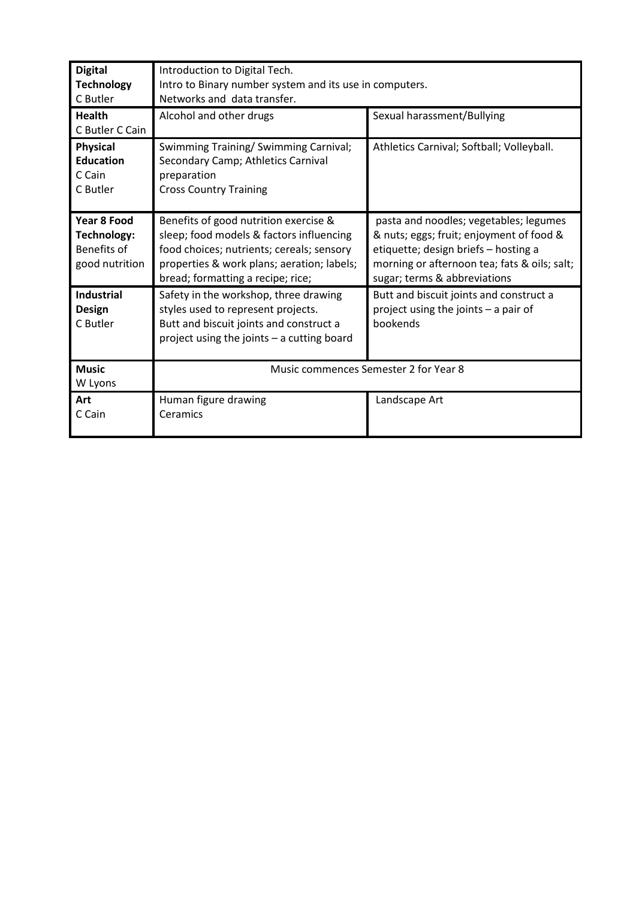| | | |
|---|---|---|
| **Digital Technology** C Butler | Introduction to Digital Tech. Intro to Binary number system and its use in computers. Networks and data transfer. | |
| **Health** C Butler C Cain | Alcohol and other drugs | Sexual harassment/Bullying |
| **Physical Education** C Cain C Butler | Swimming Training/ Swimming Carnival; Secondary Camp; Athletics Carnival preparation Cross Country Training | Athletics Carnival; Softball; Volleyball. |
| **Year 8 Food Technology:** Benefits of good nutrition | Benefits of good nutrition exercise & sleep; food models & factors influencing food choices; nutrients; cereals; sensory properties & work plans; aeration; labels; bread; formatting a recipe; rice; | pasta and noodles; vegetables; legumes & nuts; eggs; fruit; enjoyment of food & etiquette; design briefs – hosting a morning or afternoon tea; fats & oils; salt; sugar; terms & abbreviations |
| **Industrial Design** C Butler | Safety in the workshop, three drawing styles used to represent projects. Butt and biscuit joints and construct a project using the joints – a cutting board | Butt and biscuit joints and construct a project using the joints – a pair of bookends |
| **Music** W Lyons | Music commences Semester 2 for Year 8 | |
| **Art** C Cain | Human figure drawing Ceramics | Landscape Art |